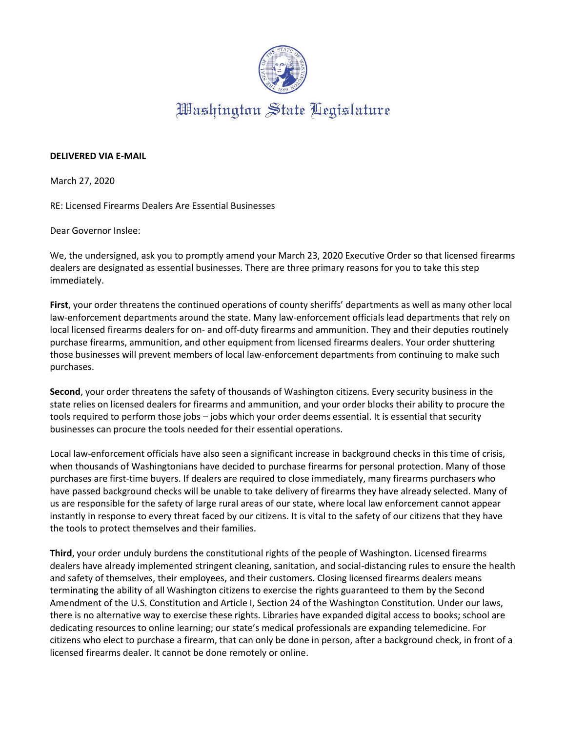# Washington State Legislature

**DELIVERED VIA E-MAIL**

March 27, 2020

RE: Licensed Firearms Dealers Are Essential Businesses

Dear Governor Inslee:

We, the undersigned, ask you to promptly amend your March 23, 2020 Executive Order so that licensed firearms dealers are designated as essential businesses. There are three primary reasons for you to take this step immediately.

**First**, your order threatens the continued operations of county sheriffs' departments as well as many other local law-enforcement departments around the state. Many law-enforcement officials lead departments that rely on local licensed firearms dealers for on- and off-duty firearms and ammunition. They and their deputies routinely purchase firearms, ammunition, and other equipment from licensed firearms dealers. Your order shuttering those businesses will prevent members of local law-enforcement departments from continuing to make such purchases.

**Second**, your order threatens the safety of thousands of Washington citizens. Every security business in the state relies on licensed dealers for firearms and ammunition, and your order blocks their ability to procure the tools required to perform those jobs – jobs which your order deems essential. It is essential that security businesses can procure the tools needed for their essential operations.

Local law-enforcement officials have also seen a significant increase in background checks in this time of crisis, when thousands of Washingtonians have decided to purchase firearms for personal protection. Many of those purchases are first-time buyers. If dealers are required to close immediately, many firearms purchasers who have passed background checks will be unable to take delivery of firearms they have already selected. Many of us are responsible for the safety of large rural areas of our state, where local law enforcement cannot appear instantly in response to every threat faced by our citizens. It is vital to the safety of our citizens that they have the tools to protect themselves and their families.

**Third**, your order unduly burdens the constitutional rights of the people of Washington. Licensed firearms dealers have already implemented stringent cleaning, sanitation, and social-distancing rules to ensure the health and safety of themselves, their employees, and their customers. Closing licensed firearms dealers means terminating the ability of all Washington citizens to exercise the rights guaranteed to them by the Second Amendment of the U.S. Constitution and Article I, Section 24 of the Washington Constitution. Under our laws, there is no alternative way to exercise these rights. Libraries have expanded digital access to books; school are dedicating resources to online learning; our state's medical professionals are expanding telemedicine. For citizens who elect to purchase a firearm, that can only be done in person, after a background check, in front of a licensed firearms dealer. It cannot be done remotely or online.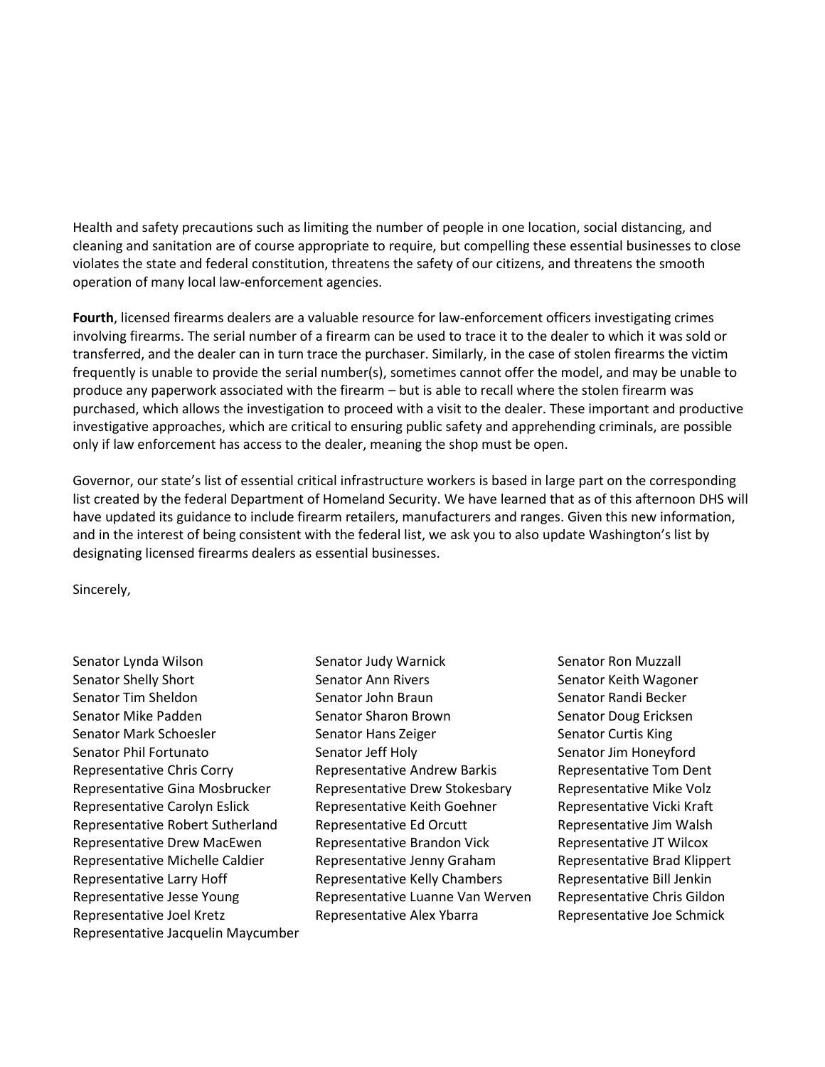Health and safety precautions such as limiting the number of people in one location, social distancing, and cleaning and sanitation are of course appropriate to require, but compelling these essential businesses to close violates the state and federal constitution, threatens the safety of our citizens, and threatens the smooth operation of many local law-enforcement agencies.

**Fourth**, licensed firearms dealers are a valuable resource for law-enforcement officers investigating crimes involving firearms. The serial number of a firearm can be used to trace it to the dealer to which it was sold or transferred, and the dealer can in turn trace the purchaser. Similarly, in the case of stolen firearms the victim frequently is unable to provide the serial number(s), sometimes cannot offer the model, and may be unable to produce any paperwork associated with the firearm – but is able to recall where the stolen firearm was purchased, which allows the investigation to proceed with a visit to the dealer. These important and productive investigative approaches, which are critical to ensuring public safety and apprehending criminals, are possible only if law enforcement has access to the dealer, meaning the shop must be open.

Governor, our state's list of essential critical infrastructure workers is based in large part on the corresponding list created by the federal Department of Homeland Security. We have learned that as of this afternoon DHS will have updated its guidance to include firearm retailers, manufacturers and ranges. Given this new information, and in the interest of being consistent with the federal list, we ask you to also update Washington's list by designating licensed firearms dealers as essential businesses.

Sincerely,

Senator Lynda Wilson
Senator Shelly Short
Senator Tim Sheldon
Senator Mike Padden
Senator Mark Schoesler
Senator Phil Fortunato
Representative Chris Corry
Representative Gina Mosbrucker
Representative Carolyn Eslick
Representative Robert Sutherland
Representative Drew MacEwen
Representative Michelle Caldier
Representative Larry Hoff
Representative Jesse Young
Representative Joel Kretz
Representative Jacquelin Maycumber

Senator Judy Warnick
Senator Ann Rivers
Senator John Braun
Senator Sharon Brown
Senator Hans Zeiger
Senator Jeff Holy
Representative Andrew Barkis
Representative Drew Stokesbary
Representative Keith Goehner
Representative Ed Orcutt
Representative Brandon Vick
Representative Jenny Graham
Representative Kelly Chambers
Representative Luanne Van Werven
Representative Alex Ybarra

Senator Ron Muzzall
Senator Keith Wagoner
Senator Randi Becker
Senator Doug Ericksen
Senator Curtis King
Senator Jim Honeyford
Representative Tom Dent
Representative Mike Volz
Representative Vicki Kraft
Representative Jim Walsh
Representative JT Wilcox
Representative Brad Klippert
Representative Bill Jenkin
Representative Chris Gildon
Representative Joe Schmick